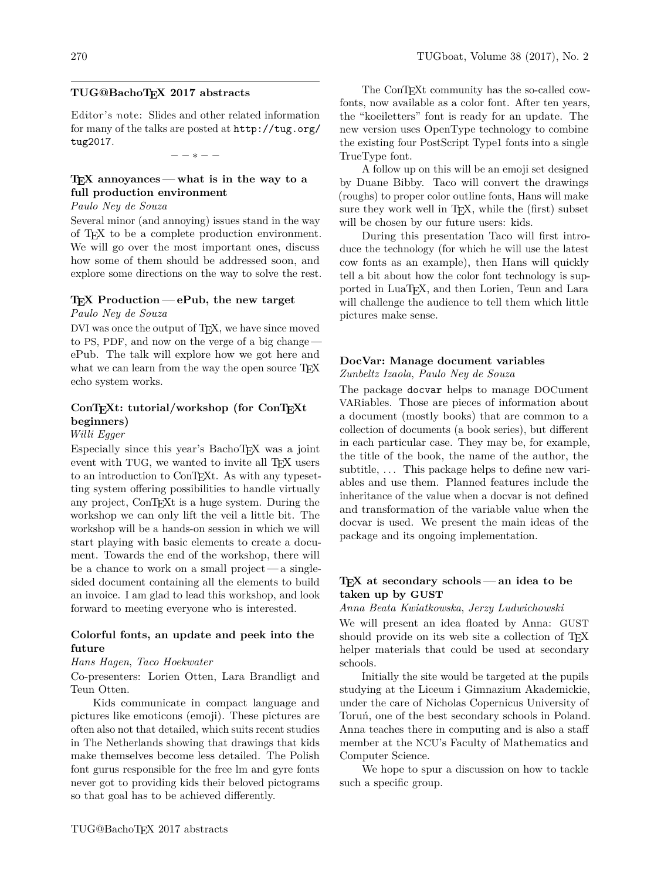## TUG@BachoTEX 2017 abstracts

*Editor's note*: Slides and other related information for many of the talks are posted at `http://tug.org/tug2017`.

— — ∗ — —

### TEX annoyances — what is in the way to a full production environment

*Paulo Ney de Souza*

Several minor (and annoying) issues stand in the way of TEX to be a complete production environment. We will go over the most important ones, discuss how some of them should be addressed soon, and explore some directions on the way to solve the rest.

### TEX Production — ePub, the new target

*Paulo Ney de Souza*

DVI was once the output of TEX, we have since moved to PS, PDF, and now on the verge of a big change — ePub. The talk will explore how we got here and what we can learn from the way the open source TEX echo system works.

### ConTEXt: tutorial/workshop (for ConTEXt beginners)

*Willi Egger*

Especially since this year's BachoTEX was a joint event with TUG, we wanted to invite all TEX users to an introduction to ConTEXt. As with any typesetting system offering possibilities to handle virtually any project, ConTEXt is a huge system. During the workshop we can only lift the veil a little bit. The workshop will be a hands-on session in which we will start playing with basic elements to create a document. Towards the end of the workshop, there will be a chance to work on a small project — a single-sided document containing all the elements to build an invoice. I am glad to lead this workshop, and look forward to meeting everyone who is interested.

### Colorful fonts, an update and peek into the future

*Hans Hagen*, *Taco Hoekwater*

Co-presenters: Lorien Otten, Lara Brandligt and Teun Otten.

Kids communicate in compact language and pictures like emoticons (emoji). These pictures are often also not that detailed, which suits recent studies in The Netherlands showing that drawings that kids make themselves become less detailed. The Polish font gurus responsible for the free lm and gyre fonts never got to providing kids their beloved pictograms so that goal has to be achieved differently.

The ConTEXt community has the so-called cow-fonts, now available as a color font. After ten years, the "koeiletters" font is ready for an update. The new version uses OpenType technology to combine the existing four PostScript Type1 fonts into a single TrueType font.

A follow up on this will be an emoji set designed by Duane Bibby. Taco will convert the drawings (roughs) to proper color outline fonts, Hans will make sure they work well in TEX, while the (first) subset will be chosen by our future users: kids.

During this presentation Taco will first introduce the technology (for which he will use the latest cow fonts as an example), then Hans will quickly tell a bit about how the color font technology is supported in LuaTEX, and then Lorien, Teun and Lara will challenge the audience to tell them which little pictures make sense.

### DocVar: Manage document variables

*Zunbeltz Izaola*, *Paulo Ney de Souza*

The package `docvar` helps to manage DOCument VARiables. Those are pieces of information about a document (mostly books) that are common to a collection of documents (a book series), but different in each particular case. They may be, for example, the title of the book, the name of the author, the subtitle, ... This package helps to define new variables and use them. Planned features include the inheritance of the value when a docvar is not defined and transformation of the variable value when the docvar is used. We present the main ideas of the package and its ongoing implementation.

### TEX at secondary schools — an idea to be taken up by GUST

*Anna Beata Kwiatkowska*, *Jerzy Ludwichowski*

We will present an idea floated by Anna: GUST should provide on its web site a collection of TEX helper materials that could be used at secondary schools.

Initially the site would be targeted at the pupils studying at the Liceum i Gimnazium Akademickie, under the care of Nicholas Copernicus University of Toruń, one of the best secondary schools in Poland. Anna teaches there in computing and is also a staff member at the NCU's Faculty of Mathematics and Computer Science.

We hope to spur a discussion on how to tackle such a specific group.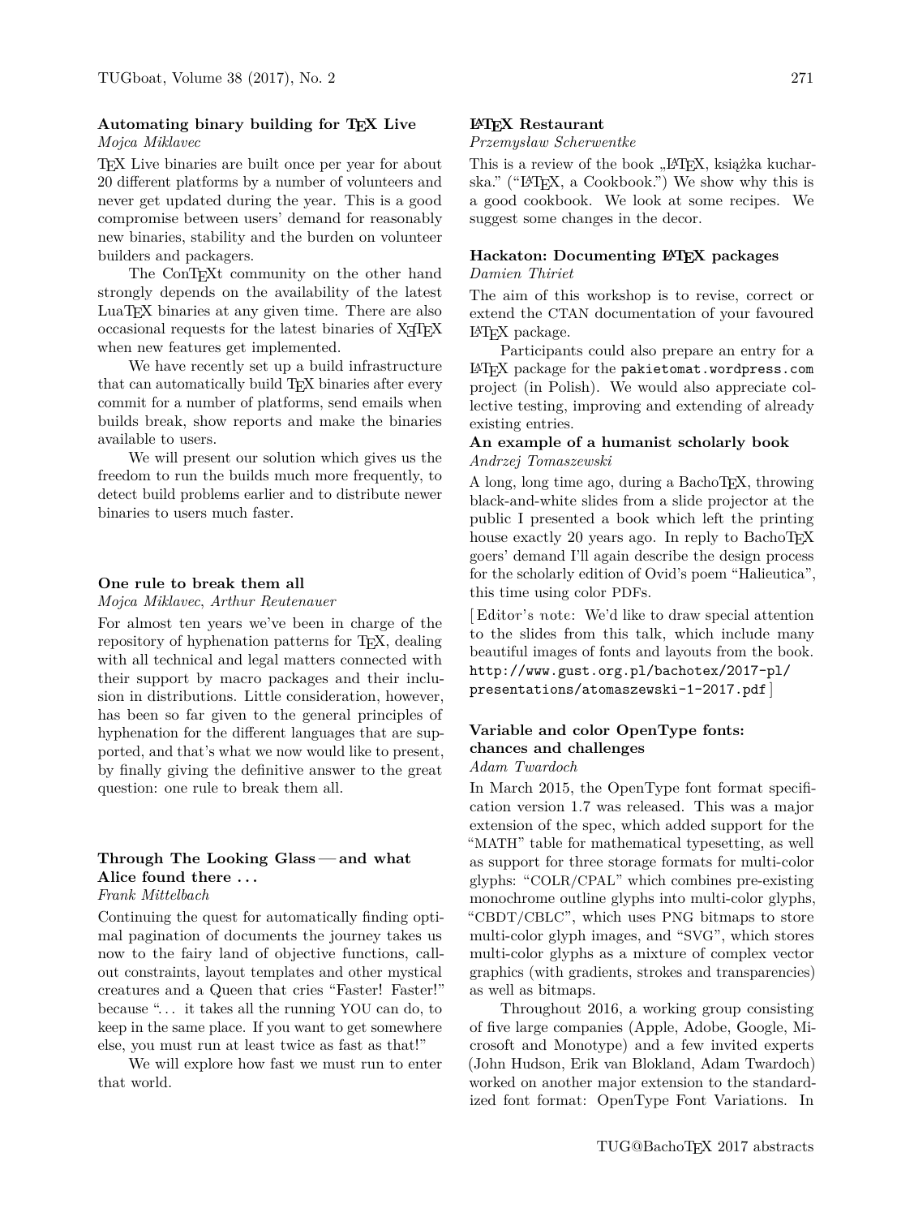### Automating binary building for TeX Live

*Mojca Miklavec*

TeX Live binaries are built once per year for about 20 different platforms by a number of volunteers and never get updated during the year. This is a good compromise between users' demand for reasonably new binaries, stability and the burden on volunteer builders and packagers.

The ConTeXt community on the other hand strongly depends on the availability of the latest LuaTeX binaries at any given time. There are also occasional requests for the latest binaries of XeTeX when new features get implemented.

We have recently set up a build infrastructure that can automatically build TeX binaries after every commit for a number of platforms, send emails when builds break, show reports and make the binaries available to users.

We will present our solution which gives us the freedom to run the builds much more frequently, to detect build problems earlier and to distribute newer binaries to users much faster.

### One rule to break them all

*Mojca Miklavec, Arthur Reutenauer*

For almost ten years we've been in charge of the repository of hyphenation patterns for TeX, dealing with all technical and legal matters connected with their support by macro packages and their inclusion in distributions. Little consideration, however, has been so far given to the general principles of hyphenation for the different languages that are supported, and that's what we now would like to present, by finally giving the definitive answer to the great question: one rule to break them all.

### Through The Looking Glass — and what Alice found there ...

*Frank Mittelbach*

Continuing the quest for automatically finding optimal pagination of documents the journey takes us now to the fairy land of objective functions, call-out constraints, layout templates and other mystical creatures and a Queen that cries "Faster! Faster!" because "... it takes all the running YOU can do, to keep in the same place. If you want to get somewhere else, you must run at least twice as fast as that!"

We will explore how fast we must run to enter that world.

### LaTeX Restaurant

*Przemysław Scherwentke*

This is a review of the book „LaTeX, książka kucharska." ("LaTeX, a Cookbook.") We show why this is a good cookbook. We look at some recipes. We suggest some changes in the decor.

### Hackaton: Documenting LaTeX packages

*Damien Thiriet*

The aim of this workshop is to revise, correct or extend the CTAN documentation of your favoured LaTeX package.

Participants could also prepare an entry for a LaTeX package for the `pakietomat.wordpress.com` project (in Polish). We would also appreciate collective testing, improving and extending of already existing entries.

### An example of a humanist scholarly book

*Andrzej Tomaszewski*

A long, long time ago, during a BachoTeX, throwing black-and-white slides from a slide projector at the public I presented a book which left the printing house exactly 20 years ago. In reply to BachoTeX goers' demand I'll again describe the design process for the scholarly edition of Ovid's poem "Halieutica", this time using color PDFs.

[*Editor's note*: We'd like to draw special attention to the slides from this talk, which include many beautiful images of fonts and layouts from the book. `http://www.gust.org.pl/bachotex/2017-pl/presentations/atomaszewski-1-2017.pdf`]

### Variable and color OpenType fonts: chances and challenges

*Adam Twardoch*

In March 2015, the OpenType font format specification version 1.7 was released. This was a major extension of the spec, which added support for the "MATH" table for mathematical typesetting, as well as support for three storage formats for multi-color glyphs: "COLR/CPAL" which combines pre-existing monochrome outline glyphs into multi-color glyphs, "CBDT/CBLC", which uses PNG bitmaps to store multi-color glyph images, and "SVG", which stores multi-color glyphs as a mixture of complex vector graphics (with gradients, strokes and transparencies) as well as bitmaps.

Throughout 2016, a working group consisting of five large companies (Apple, Adobe, Google, Microsoft and Monotype) and a few invited experts (John Hudson, Erik van Blokland, Adam Twardoch) worked on another major extension to the standardized font format: OpenType Font Variations. In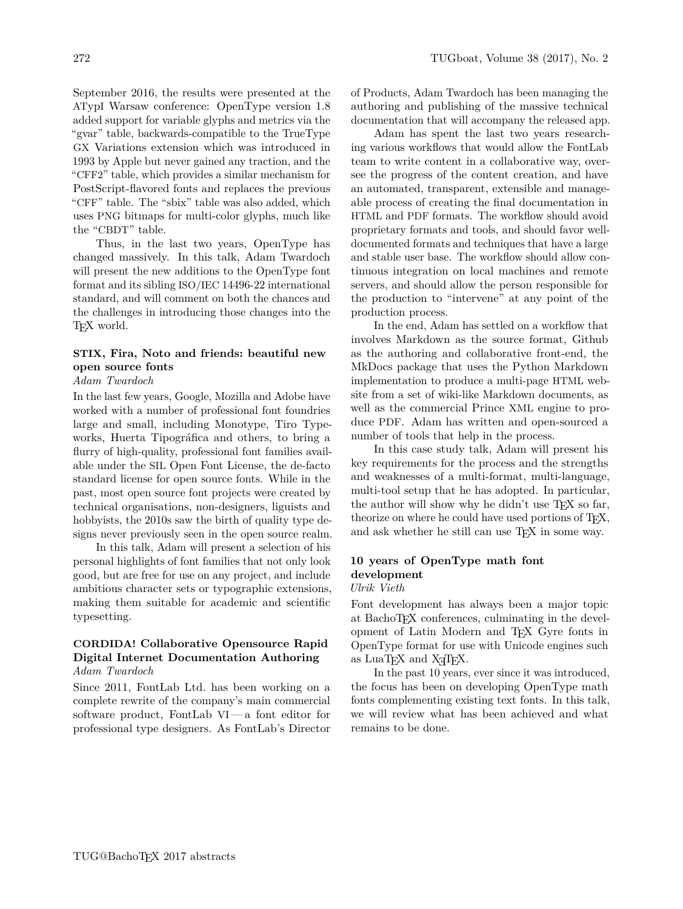September 2016, the results were presented at the ATypI Warsaw conference: OpenType version 1.8 added support for variable glyphs and metrics via the "gvar" table, backwards-compatible to the TrueType GX Variations extension which was introduced in 1993 by Apple but never gained any traction, and the "CFF2" table, which provides a similar mechanism for PostScript-flavored fonts and replaces the previous "CFF" table. The "sbix" table was also added, which uses PNG bitmaps for multi-color glyphs, much like the "CBDT" table.

Thus, in the last two years, OpenType has changed massively. In this talk, Adam Twardoch will present the new additions to the OpenType font format and its sibling ISO/IEC 14496-22 international standard, and will comment on both the chances and the challenges in introducing those changes into the TEX world.

### STIX, Fira, Noto and friends: beautiful new open source fonts

*Adam Twardoch*

In the last few years, Google, Mozilla and Adobe have worked with a number of professional font foundries large and small, including Monotype, Tiro Typeworks, Huerta Tipográfica and others, to bring a flurry of high-quality, professional font families available under the SIL Open Font License, the de-facto standard license for open source fonts. While in the past, most open source font projects were created by technical organisations, non-designers, liguists and hobbyists, the 2010s saw the birth of quality type designs never previously seen in the open source realm.

In this talk, Adam will present a selection of his personal highlights of font families that not only look good, but are free for use on any project, and include ambitious character sets or typographic extensions, making them suitable for academic and scientific typesetting.

### CORDIDA! Collaborative Opensource Rapid Digital Internet Documentation Authoring

*Adam Twardoch*

Since 2011, FontLab Ltd. has been working on a complete rewrite of the company's main commercial software product, FontLab VI — a font editor for professional type designers. As FontLab's Director of Products, Adam Twardoch has been managing the authoring and publishing of the massive technical documentation that will accompany the released app.

Adam has spent the last two years researching various workflows that would allow the FontLab team to write content in a collaborative way, oversee the progress of the content creation, and have an automated, transparent, extensible and manageable process of creating the final documentation in HTML and PDF formats. The workflow should avoid proprietary formats and tools, and should favor well-documented formats and techniques that have a large and stable user base. The workflow should allow continuous integration on local machines and remote servers, and should allow the person responsible for the production to "intervene" at any point of the production process.

In the end, Adam has settled on a workflow that involves Markdown as the source format, Github as the authoring and collaborative front-end, the MkDocs package that uses the Python Markdown implementation to produce a multi-page HTML website from a set of wiki-like Markdown documents, as well as the commercial Prince XML engine to produce PDF. Adam has written and open-sourced a number of tools that help in the process.

In this case study talk, Adam will present his key requirements for the process and the strengths and weaknesses of a multi-format, multi-language, multi-tool setup that he has adopted. In particular, the author will show why he didn't use TEX so far, theorize on where he could have used portions of TEX, and ask whether he still can use TEX in some way.

### 10 years of OpenType math font development

*Ulrik Vieth*

Font development has always been a major topic at BachoTEX conferences, culminating in the development of Latin Modern and TEX Gyre fonts in OpenType format for use with Unicode engines such as LuaTEX and XeTEX.

In the past 10 years, ever since it was introduced, the focus has been on developing OpenType math fonts complementing existing text fonts. In this talk, we will review what has been achieved and what remains to be done.